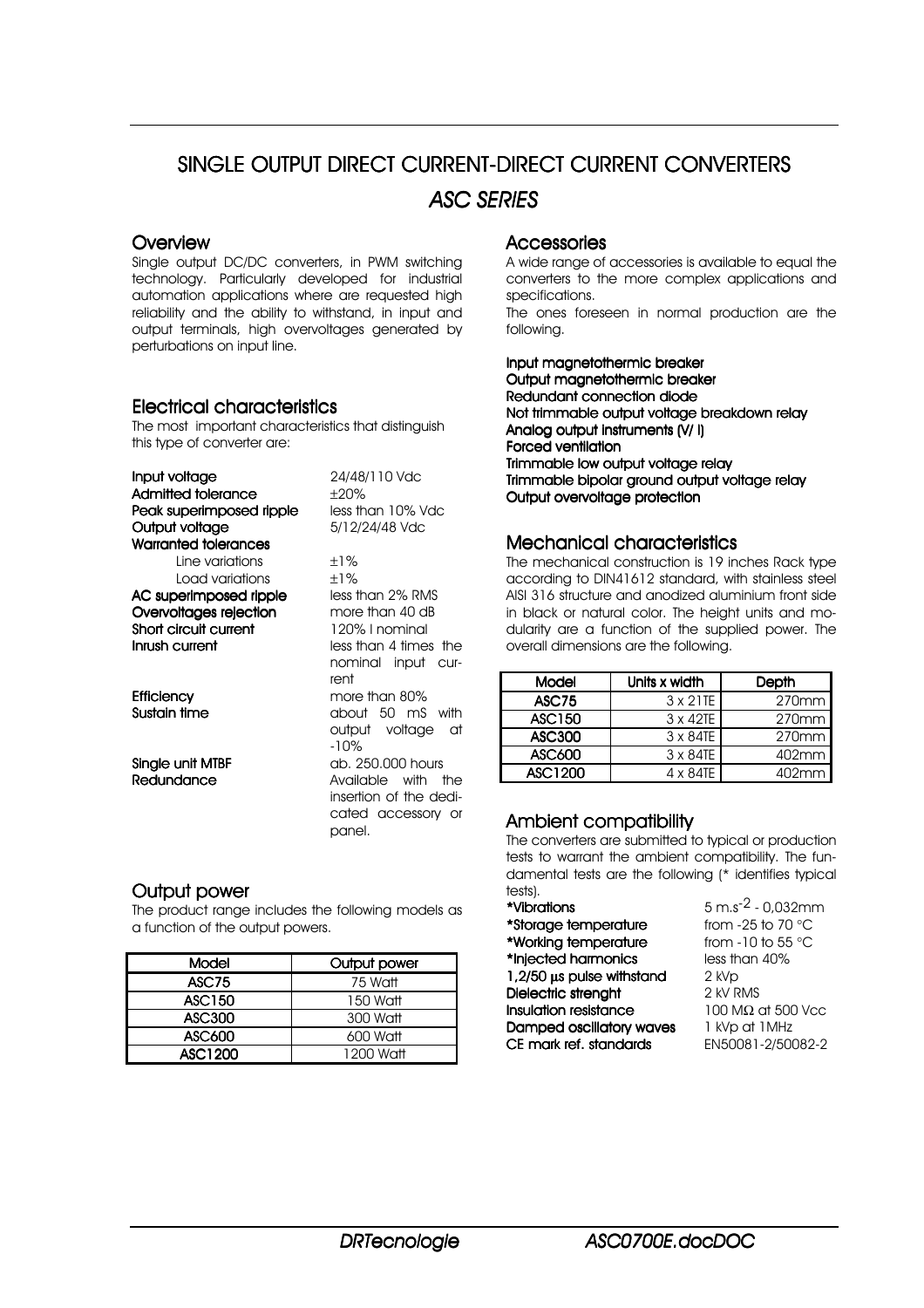# SINGLE OUTPUT DIRECT CURRENT-DIRECT CURRENT CONVERTERS

## *ASC SERIES*

### Overview

Single output DC/DC converters, in PWM switching technology. Particularly developed for industrial automation applications where are requested high reliability and the ability to withstand, in input and output terminals, high overvoltages generated by perturbations on input line.

### Electrical characteristics

The most important characteristics that distinguish this type of converter are:

**Input voltage** 24/48/110 Vdc
**Admitted tolerance** ±20%
**Peak superimposed ripple** less than 10% Vdc
**Output voltage** 5/12/24/48 Vdc
**Warranted tolerances**
- Line variations ±1%
- Load variations ±1%

**AC superimposed ripple** less than 2% RMS
**Overvoltages rejection** more than 40 dB
**Short circuit current** 120% I nominal
**Inrush current** less than 4 times the nominal input current
**Efficiency** more than 80%
**Sustain time** about 50 mS with output voltage at -10%
**Single unit MTBF** ab. 250.000 hours
**Redundance** Available with the insertion of the dedicated accessory or panel.

### Output power

The product range includes the following models as a function of the output powers.

| Model | Output power |
|---|---|
| ASC75 | 75 Watt |
| ASC150 | 150 Watt |
| ASC300 | 300 Watt |
| ASC600 | 600 Watt |
| ASC1200 | 1200 Watt |

### Accessories

A wide range of accessories is available to equal the converters to the more complex applications and specifications.
The ones foreseen in normal production are the following.

**Input magnetothermic breaker**
**Output magnetothermic breaker**
**Redundant connection diode**
**Not trimmable output voltage breakdown relay**
**Analog output instruments (V/ I)**
**Forced ventilation**
**Trimmable low output voltage relay**
**Trimmable bipolar ground output voltage relay**
**Output overvoltage protection**

### Mechanical characteristics

The mechanical construction is 19 inches Rack type according to DIN41612 standard, with stainless steel AISI 316 structure and anodized aluminium front side in black or natural color. The height units and modularity are a function of the supplied power. The overall dimensions are the following.

| Model | Units x width | Depth |
|---|---|---|
| ASC75 | 3 x 21TE | 270mm |
| ASC150 | 3 x 42TE | 270mm |
| ASC300 | 3 x 84TE | 270mm |
| ASC600 | 3 x 84TE | 402mm |
| ASC1200 | 4 x 84TE | 402mm |

### Ambient compatibility

The converters are submitted to typical or production tests to warrant the ambient compatibility. The fundamental tests are the following (* identifies typical tests).

**\*Vibrations** 5 m.s$^{-2}$ - 0,032mm
**\*Storage temperature** from -25 to 70 °C
**\*Working temperature** from -10 to 55 °C
**\*Injected harmonics** less than 40%
**1,2/50 µs pulse withstand** 2 kVp
**Dielectric strenght** 2 kV RMS
**Insulation resistance** 100 MΩ at 500 Vcc
**Damped oscillatory waves** 1 kVp at 1MHz
**CE mark ref. standards** EN50081-2/50082-2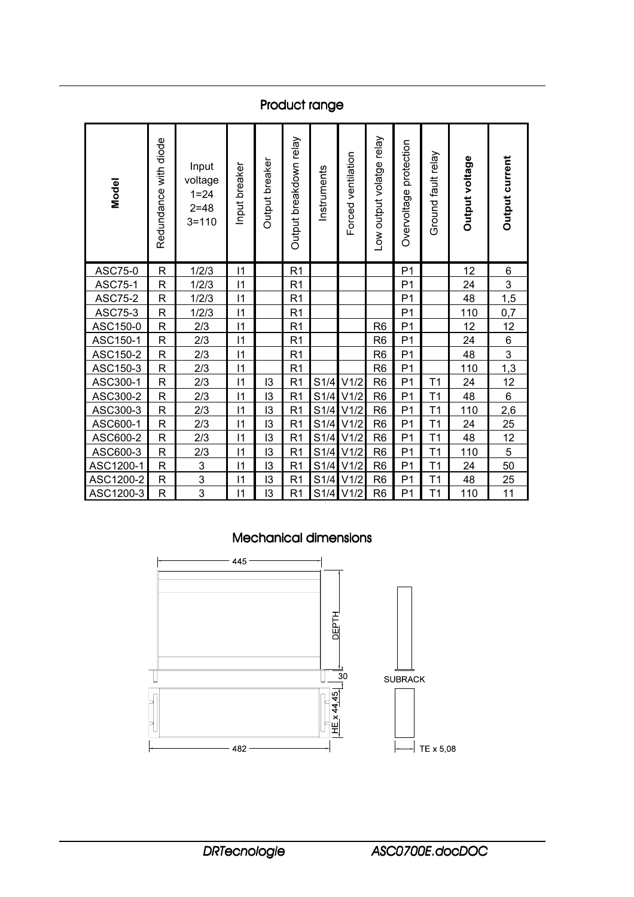## Product range

| Model | Redundance with diode | Input voltage 1=24 2=48 3=110 | Input breaker | Output breaker | Output breakdown relay | Instruments | Forced ventilation | Low output volatge relay | Overvoltage protection | Ground fault relay | **Output voltage** | **Output current** |
|---|---|---|---|---|---|---|---|---|---|---|---|---|
| ASC75-0 | R | 1/2/3 | I1 | | R1 | | | | P1 | | 12 | 6 |
| ASC75-1 | R | 1/2/3 | I1 | | R1 | | | | P1 | | 24 | 3 |
| ASC75-2 | R | 1/2/3 | I1 | | R1 | | | | P1 | | 48 | 1,5 |
| ASC75-3 | R | 1/2/3 | I1 | | R1 | | | | P1 | | 110 | 0,7 |
| ASC150-0 | R | 2/3 | I1 | | R1 | | | R6 | P1 | | 12 | 12 |
| ASC150-1 | R | 2/3 | I1 | | R1 | | | R6 | P1 | | 24 | 6 |
| ASC150-2 | R | 2/3 | I1 | | R1 | | | R6 | P1 | | 48 | 3 |
| ASC150-3 | R | 2/3 | I1 | | R1 | | | R6 | P1 | | 110 | 1,3 |
| ASC300-1 | R | 2/3 | I1 | I3 | R1 | S1/4 | V1/2 | R6 | P1 | T1 | 24 | 12 |
| ASC300-2 | R | 2/3 | I1 | I3 | R1 | S1/4 | V1/2 | R6 | P1 | T1 | 48 | 6 |
| ASC300-3 | R | 2/3 | I1 | I3 | R1 | S1/4 | V1/2 | R6 | P1 | T1 | 110 | 2,6 |
| ASC600-1 | R | 2/3 | I1 | I3 | R1 | S1/4 | V1/2 | R6 | P1 | T1 | 24 | 25 |
| ASC600-2 | R | 2/3 | I1 | I3 | R1 | S1/4 | V1/2 | R6 | P1 | T1 | 48 | 12 |
| ASC600-3 | R | 2/3 | I1 | I3 | R1 | S1/4 | V1/2 | R6 | P1 | T1 | 110 | 5 |
| ASC1200-1 | R | 3 | I1 | I3 | R1 | S1/4 | V1/2 | R6 | P1 | T1 | 24 | 50 |
| ASC1200-2 | R | 3 | I1 | I3 | R1 | S1/4 | V1/2 | R6 | P1 | T1 | 48 | 25 |
| ASC1200-3 | R | 3 | I1 | I3 | R1 | S1/4 | V1/2 | R6 | P1 | T1 | 110 | 11 |

## Mechanical dimensions

445

DEPTH

30

HE x 44,45

482

SUBRACK

TE x 5,08